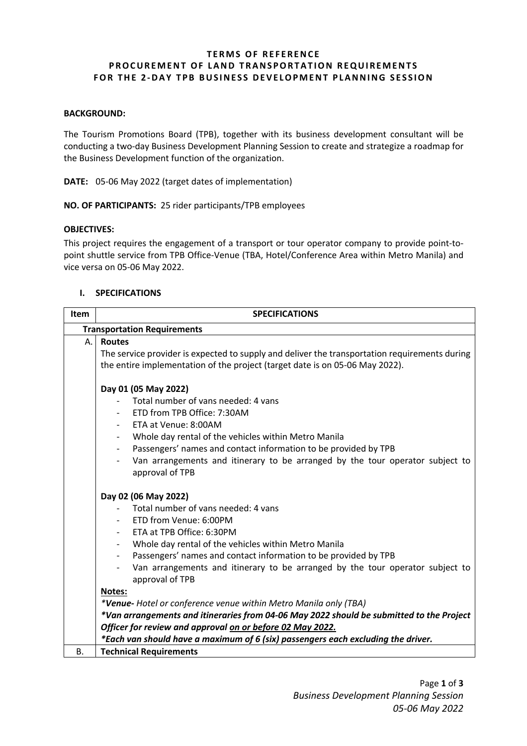# TERMS OF REFERENCE
## PROCUREMENT OF LAND TRANSPORTATION REQUIREMENTS FOR THE 2-DAY TPB BUSINESS DEVELOPMENT PLANNING SESSION

**BACKGROUND:**

The Tourism Promotions Board (TPB), together with its business development consultant will be conducting a two-day Business Development Planning Session to create and strategize a roadmap for the Business Development function of the organization.

**DATE:** 05-06 May 2022 (target dates of implementation)

**NO. OF PARTICIPANTS:** 25 rider participants/TPB employees

**OBJECTIVES:**

This project requires the engagement of a transport or tour operator company to provide point-to-point shuttle service from TPB Office-Venue (TBA, Hotel/Conference Area within Metro Manila) and vice versa on 05-06 May 2022.

### I. SPECIFICATIONS

| Item | SPECIFICATIONS |
|---|---|
| **Transportation Requirements** | |
| A. | **Routes**<br>The service provider is expected to supply and deliver the transportation requirements during the entire implementation of the project (target date is on 05-06 May 2022).<br><br>**Day 01 (05 May 2022)**<br>- Total number of vans needed: 4 vans<br>- ETD from TPB Office: 7:30AM<br>- ETA at Venue: 8:00AM<br>- Whole day rental of the vehicles within Metro Manila<br>- Passengers' names and contact information to be provided by TPB<br>- Van arrangements and itinerary to be arranged by the tour operator subject to approval of TPB<br><br>**Day 02 (06 May 2022)**<br>- Total number of vans needed: 4 vans<br>- ETD from Venue: 6:00PM<br>- ETA at TPB Office: 6:30PM<br>- Whole day rental of the vehicles within Metro Manila<br>- Passengers' names and contact information to be provided by TPB<br>- Van arrangements and itinerary to be arranged by the tour operator subject to approval of TPB<br><br>**<u>Notes:</u>**<br>***Venue-** Hotel or conference venue within Metro Manila only (TBA)*<br>***Van arrangements and itineraries from 04-06 May 2022 should be submitted to the Project Officer for review and approval <u>on or before 02 May 2022.</u>***<br>***Each van should have a maximum of 6 (six) passengers each excluding the driver.*** |
| B. | **Technical Requirements** |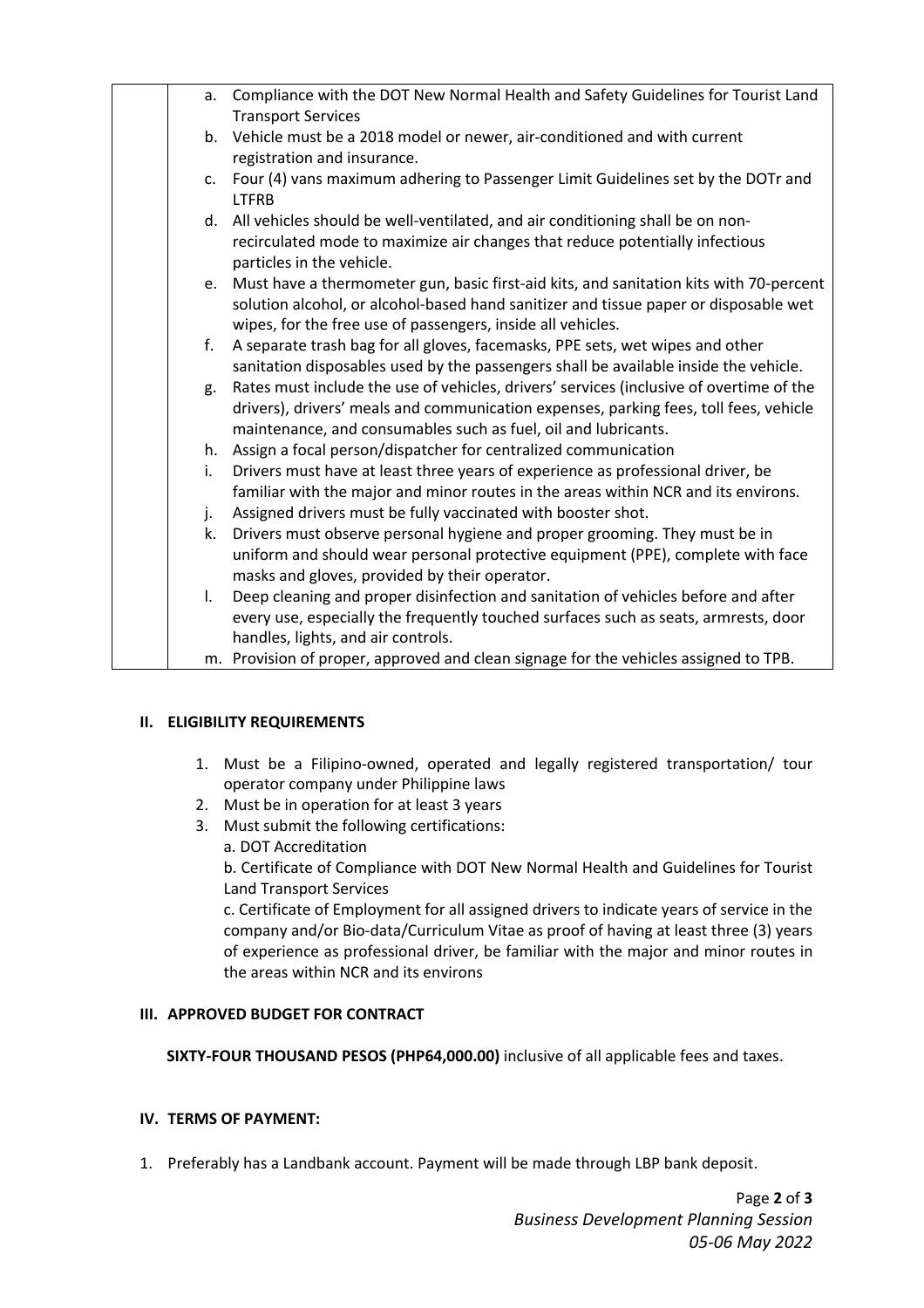| | |
|---|---|
| | a. Compliance with the DOT New Normal Health and Safety Guidelines for Tourist Land Transport Services<br>b. Vehicle must be a 2018 model or newer, air-conditioned and with current registration and insurance.<br>c. Four (4) vans maximum adhering to Passenger Limit Guidelines set by the DOTr and LTFRB<br>d. All vehicles should be well-ventilated, and air conditioning shall be on non-recirculated mode to maximize air changes that reduce potentially infectious particles in the vehicle.<br>e. Must have a thermometer gun, basic first-aid kits, and sanitation kits with 70-percent solution alcohol, or alcohol-based hand sanitizer and tissue paper or disposable wet wipes, for the free use of passengers, inside all vehicles.<br>f. A separate trash bag for all gloves, facemasks, PPE sets, wet wipes and other sanitation disposables used by the passengers shall be available inside the vehicle.<br>g. Rates must include the use of vehicles, drivers' services (inclusive of overtime of the drivers), drivers' meals and communication expenses, parking fees, toll fees, vehicle maintenance, and consumables such as fuel, oil and lubricants.<br>h. Assign a focal person/dispatcher for centralized communication<br>i. Drivers must have at least three years of experience as professional driver, be familiar with the major and minor routes in the areas within NCR and its environs.<br>j. Assigned drivers must be fully vaccinated with booster shot.<br>k. Drivers must observe personal hygiene and proper grooming. They must be in uniform and should wear personal protective equipment (PPE), complete with face masks and gloves, provided by their operator.<br>l. Deep cleaning and proper disinfection and sanitation of vehicles before and after every use, especially the frequently touched surfaces such as seats, armrests, door handles, lights, and air controls.<br>m. Provision of proper, approved and clean signage for the vehicles assigned to TPB. |

## II. ELIGIBILITY REQUIREMENTS

1. Must be a Filipino-owned, operated and legally registered transportation/ tour operator company under Philippine laws
2. Must be in operation for at least 3 years
3. Must submit the following certifications:
   a. DOT Accreditation
   b. Certificate of Compliance with DOT New Normal Health and Guidelines for Tourist Land Transport Services
   c. Certificate of Employment for all assigned drivers to indicate years of service in the company and/or Bio-data/Curriculum Vitae as proof of having at least three (3) years of experience as professional driver, be familiar with the major and minor routes in the areas within NCR and its environs

## III. APPROVED BUDGET FOR CONTRACT

**SIXTY-FOUR THOUSAND PESOS (PHP64,000.00)** inclusive of all applicable fees and taxes.

## IV. TERMS OF PAYMENT:

1. Preferably has a Landbank account. Payment will be made through LBP bank deposit.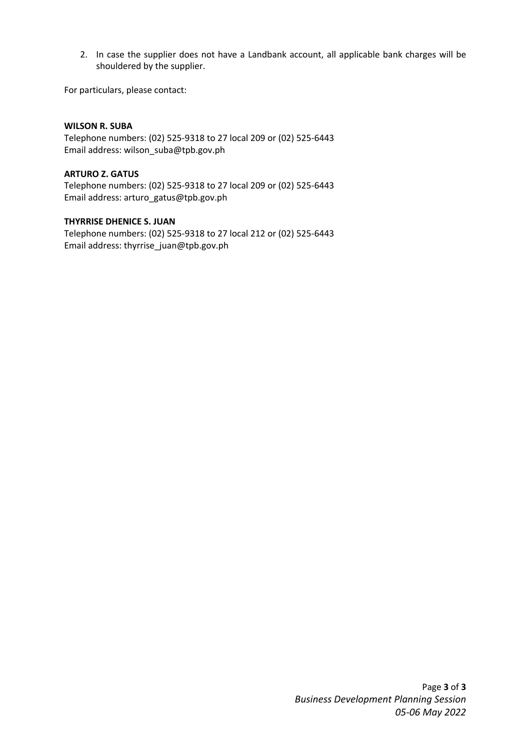2. In case the supplier does not have a Landbank account, all applicable bank charges will be shouldered by the supplier.

For particulars, please contact:

**WILSON R. SUBA**
Telephone numbers: (02) 525-9318 to 27 local 209 or (02) 525-6443
Email address: wilson_suba@tpb.gov.ph

**ARTURO Z. GATUS**
Telephone numbers: (02) 525-9318 to 27 local 209 or (02) 525-6443
Email address: arturo_gatus@tpb.gov.ph

**THYRRISE DHENICE S. JUAN**
Telephone numbers: (02) 525-9318 to 27 local 212 or (02) 525-6443
Email address: thyrrise_juan@tpb.gov.ph